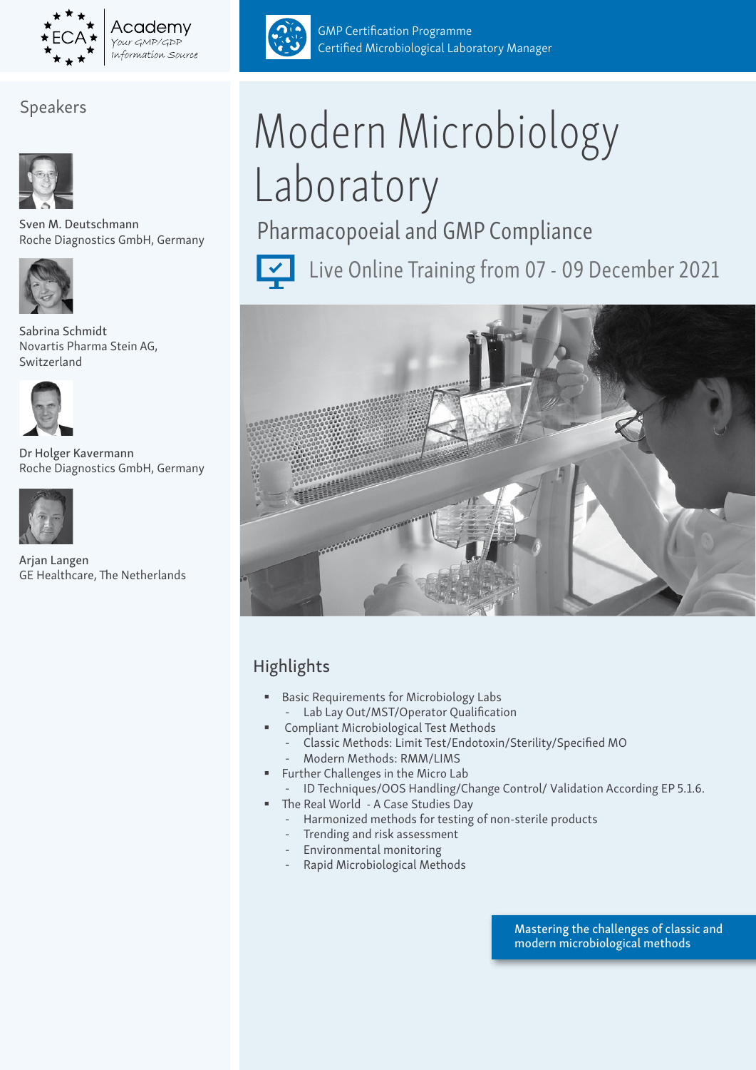ECA Academy
Your GMP/GDP Information Source

GMP Certification Programme
Certified Microbiological Laboratory Manager

# Modern Microbiology Laboratory

## Pharmacopoeial and GMP Compliance

Live Online Training from 07 - 09 December 2021

## Speakers

Sven M. Deutschmann
Roche Diagnostics GmbH, Germany

Sabrina Schmidt
Novartis Pharma Stein AG, Switzerland

Dr Holger Kavermann
Roche Diagnostics GmbH, Germany

Arjan Langen
GE Healthcare, The Netherlands

## Highlights

- Basic Requirements for Microbiology Labs
  - Lab Lay Out/MST/Operator Qualification
- Compliant Microbiological Test Methods
  - Classic Methods: Limit Test/Endotoxin/Sterility/Specified MO
  - Modern Methods: RMM/LIMS
- Further Challenges in the Micro Lab
  - ID Techniques/OOS Handling/Change Control/ Validation According EP 5.1.6.
- The Real World - A Case Studies Day
  - Harmonized methods for testing of non-sterile products
  - Trending and risk assessment
  - Environmental monitoring
  - Rapid Microbiological Methods

Mastering the challenges of classic and modern microbiological methods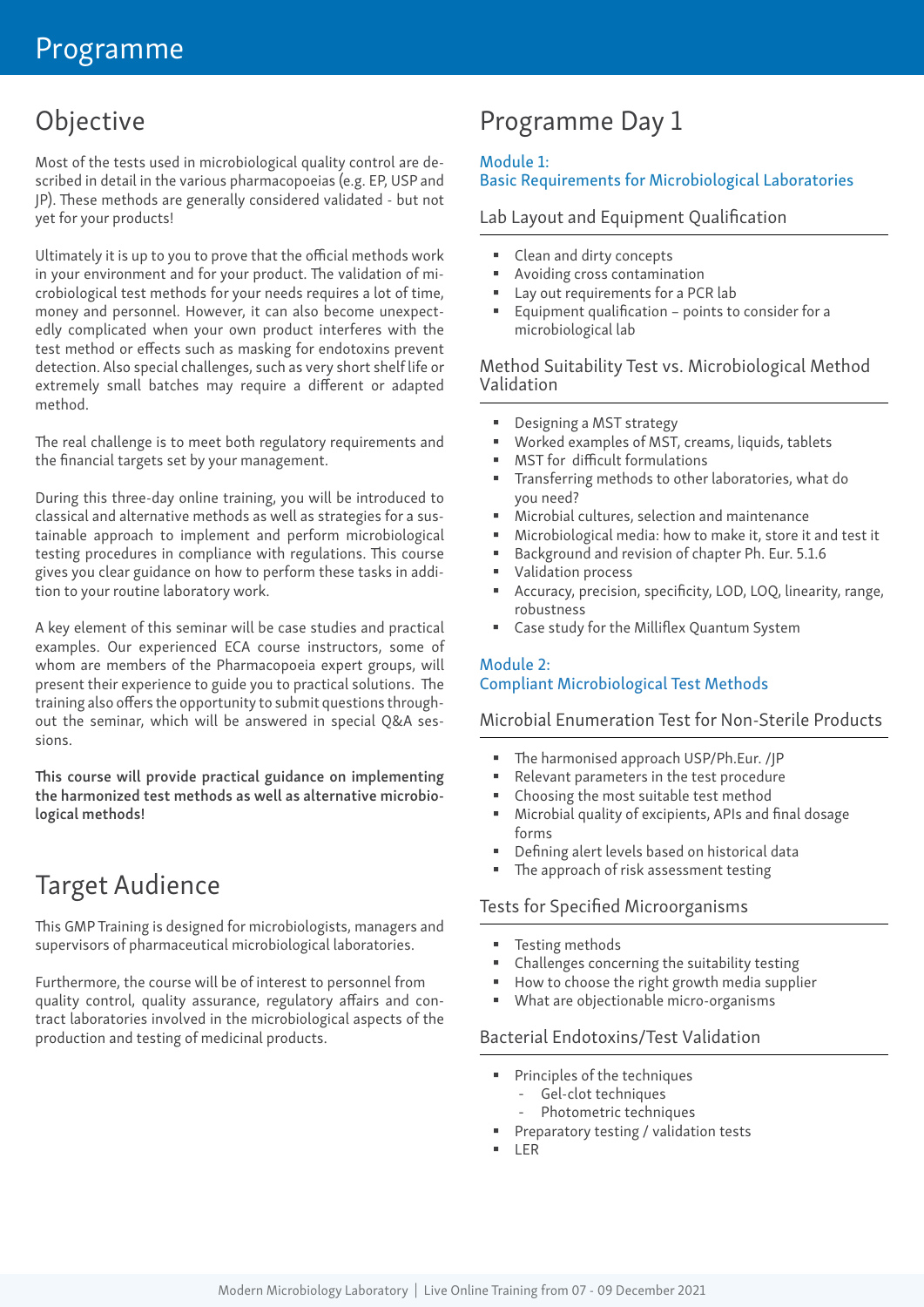# Programme

## Objective

Most of the tests used in microbiological quality control are described in detail in the various pharmacopoeias (e.g. EP, USP and JP). These methods are generally considered validated - but not yet for your products!

Ultimately it is up to you to prove that the official methods work in your environment and for your product. The validation of microbiological test methods for your needs requires a lot of time, money and personnel. However, it can also become unexpectedly complicated when your own product interferes with the test method or effects such as masking for endotoxins prevent detection. Also special challenges, such as very short shelf life or extremely small batches may require a different or adapted method.

The real challenge is to meet both regulatory requirements and the financial targets set by your management.

During this three-day online training, you will be introduced to classical and alternative methods as well as strategies for a sustainable approach to implement and perform microbiological testing procedures in compliance with regulations. This course gives you clear guidance on how to perform these tasks in addition to your routine laboratory work.

A key element of this seminar will be case studies and practical examples. Our experienced ECA course instructors, some of whom are members of the Pharmacopoeia expert groups, will present their experience to guide you to practical solutions. The training also offers the opportunity to submit questions throughout the seminar, which will be answered in special Q&A sessions.

**This course will provide practical guidance on implementing the harmonized test methods as well as alternative microbiological methods!**

## Target Audience

This GMP Training is designed for microbiologists, managers and supervisors of pharmaceutical microbiological laboratories.

Furthermore, the course will be of interest to personnel from quality control, quality assurance, regulatory affairs and contract laboratories involved in the microbiological aspects of the production and testing of medicinal products.

## Programme Day 1

### Module 1: Basic Requirements for Microbiological Laboratories

#### Lab Layout and Equipment Qualification

- Clean and dirty concepts
- Avoiding cross contamination
- Lay out requirements for a PCR lab
- Equipment qualification – points to consider for a microbiological lab

#### Method Suitability Test vs. Microbiological Method Validation

- Designing a MST strategy
- Worked examples of MST, creams, liquids, tablets
- MST for difficult formulations
- Transferring methods to other laboratories, what do you need?
- Microbial cultures, selection and maintenance
- Microbiological media: how to make it, store it and test it
- Background and revision of chapter Ph. Eur. 5.1.6
- Validation process
- Accuracy, precision, specificity, LOD, LOQ, linearity, range, robustness
- Case study for the Milliflex Quantum System

### Module 2: Compliant Microbiological Test Methods

#### Microbial Enumeration Test for Non-Sterile Products

- The harmonised approach USP/Ph.Eur. /JP
- Relevant parameters in the test procedure
- Choosing the most suitable test method
- Microbial quality of excipients, APIs and final dosage forms
- Defining alert levels based on historical data
- The approach of risk assessment testing

#### Tests for Specified Microorganisms

- Testing methods
- Challenges concerning the suitability testing
- How to choose the right growth media supplier
- What are objectionable micro-organisms

#### Bacterial Endotoxins/Test Validation

- Principles of the techniques
  - Gel-clot techniques
  - Photometric techniques
- Preparatory testing / validation tests
- LER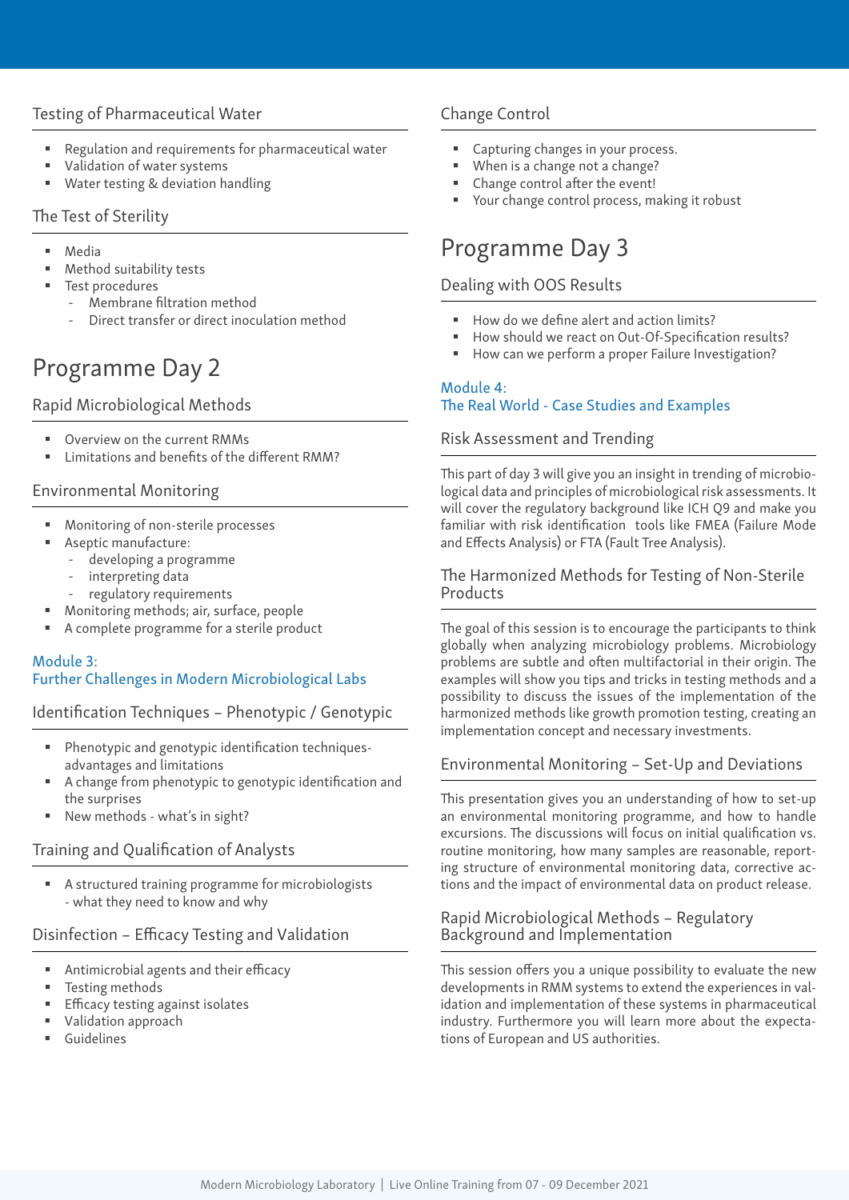### Testing of Pharmaceutical Water

- Regulation and requirements for pharmaceutical water
- Validation of water systems
- Water testing & deviation handling

### The Test of Sterility

- Media
- Method suitability tests
- Test procedures
  - Membrane filtration method
  - Direct transfer or direct inoculation method

## Programme Day 2

### Rapid Microbiological Methods

- Overview on the current RMMs
- Limitations and benefits of the different RMM?

### Environmental Monitoring

- Monitoring of non-sterile processes
- Aseptic manufacture:
  - developing a programme
  - interpreting data
  - regulatory requirements
- Monitoring methods; air, surface, people
- A complete programme for a sterile product

**Module 3:
Further Challenges in Modern Microbiological Labs**

### Identification Techniques – Phenotypic / Genotypic

- Phenotypic and genotypic identification techniques-advantages and limitations
- A change from phenotypic to genotypic identification and the surprises
- New methods - what's in sight?

### Training and Qualification of Analysts

- A structured training programme for microbiologists - what they need to know and why

### Disinfection – Efficacy Testing and Validation

- Antimicrobial agents and their efficacy
- Testing methods
- Efficacy testing against isolates
- Validation approach
- Guidelines

### Change Control

- Capturing changes in your process.
- When is a change not a change?
- Change control after the event!
- Your change control process, making it robust

## Programme Day 3

### Dealing with OOS Results

- How do we define alert and action limits?
- How should we react on Out-Of-Specification results?
- How can we perform a proper Failure Investigation?

**Module 4:
The Real World - Case Studies and Examples**

### Risk Assessment and Trending

This part of day 3 will give you an insight in trending of microbiological data and principles of microbiological risk assessments. It will cover the regulatory background like ICH Q9 and make you familiar with risk identification tools like FMEA (Failure Mode and Effects Analysis) or FTA (Fault Tree Analysis).

### The Harmonized Methods for Testing of Non-Sterile Products

The goal of this session is to encourage the participants to think globally when analyzing microbiology problems. Microbiology problems are subtle and often multifactorial in their origin. The examples will show you tips and tricks in testing methods and a possibility to discuss the issues of the implementation of the harmonized methods like growth promotion testing, creating an implementation concept and necessary investments.

### Environmental Monitoring – Set-Up and Deviations

This presentation gives you an understanding of how to set-up an environmental monitoring programme, and how to handle excursions. The discussions will focus on initial qualification vs. routine monitoring, how many samples are reasonable, reporting structure of environmental monitoring data, corrective actions and the impact of environmental data on product release.

### Rapid Microbiological Methods – Regulatory Background and Implementation

This session offers you a unique possibility to evaluate the new developments in RMM systems to extend the experiences in validation and implementation of these systems in pharmaceutical industry. Furthermore you will learn more about the expectations of European and US authorities.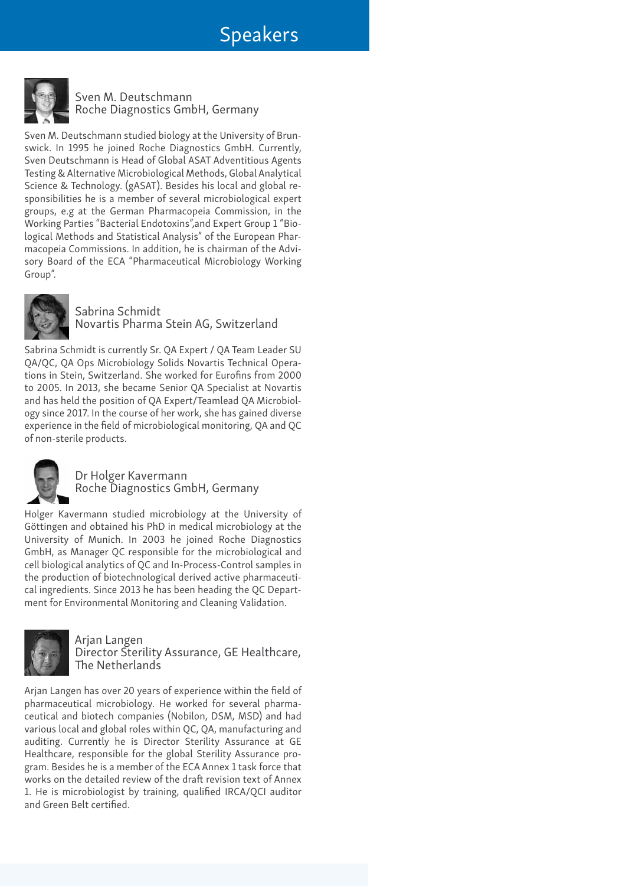# Speakers

**Sven M. Deutschmann**
**Roche Diagnostics GmbH, Germany**

Sven M. Deutschmann studied biology at the University of Brunswick. In 1995 he joined Roche Diagnostics GmbH. Currently, Sven Deutschmann is Head of Global ASAT Adventitious Agents Testing & Alternative Microbiological Methods, Global Analytical Science & Technology. (gASAT). Besides his local and global responsibilities he is a member of several microbiological expert groups, e.g at the German Pharmacopeia Commission, in the Working Parties "Bacterial Endotoxins",and Expert Group 1 "Biological Methods and Statistical Analysis" of the European Pharmacopeia Commissions. In addition, he is chairman of the Advisory Board of the ECA "Pharmaceutical Microbiology Working Group".

**Sabrina Schmidt**
**Novartis Pharma Stein AG, Switzerland**

Sabrina Schmidt is currently Sr. QA Expert / QA Team Leader SU QA/QC, QA Ops Microbiology Solids Novartis Technical Operations in Stein, Switzerland. She worked for Eurofins from 2000 to 2005. In 2013, she became Senior QA Specialist at Novartis and has held the position of QA Expert/Teamlead QA Microbiology since 2017. In the course of her work, she has gained diverse experience in the field of microbiological monitoring, QA and QC of non-sterile products.

**Dr Holger Kavermann**
**Roche Diagnostics GmbH, Germany**

Holger Kavermann studied microbiology at the University of Göttingen and obtained his PhD in medical microbiology at the University of Munich. In 2003 he joined Roche Diagnostics GmbH, as Manager QC responsible for the microbiological and cell biological analytics of QC and In-Process-Control samples in the production of biotechnological derived active pharmaceutical ingredients. Since 2013 he has been heading the QC Department for Environmental Monitoring and Cleaning Validation.

**Arjan Langen**
**Director Sterility Assurance, GE Healthcare, The Netherlands**

Arjan Langen has over 20 years of experience within the field of pharmaceutical microbiology. He worked for several pharmaceutical and biotech companies (Nobilon, DSM, MSD) and had various local and global roles within QC, QA, manufacturing and auditing. Currently he is Director Sterility Assurance at GE Healthcare, responsible for the global Sterility Assurance program. Besides he is a member of the ECA Annex 1 task force that works on the detailed review of the draft revision text of Annex 1. He is microbiologist by training, qualified IRCA/QCI auditor and Green Belt certified.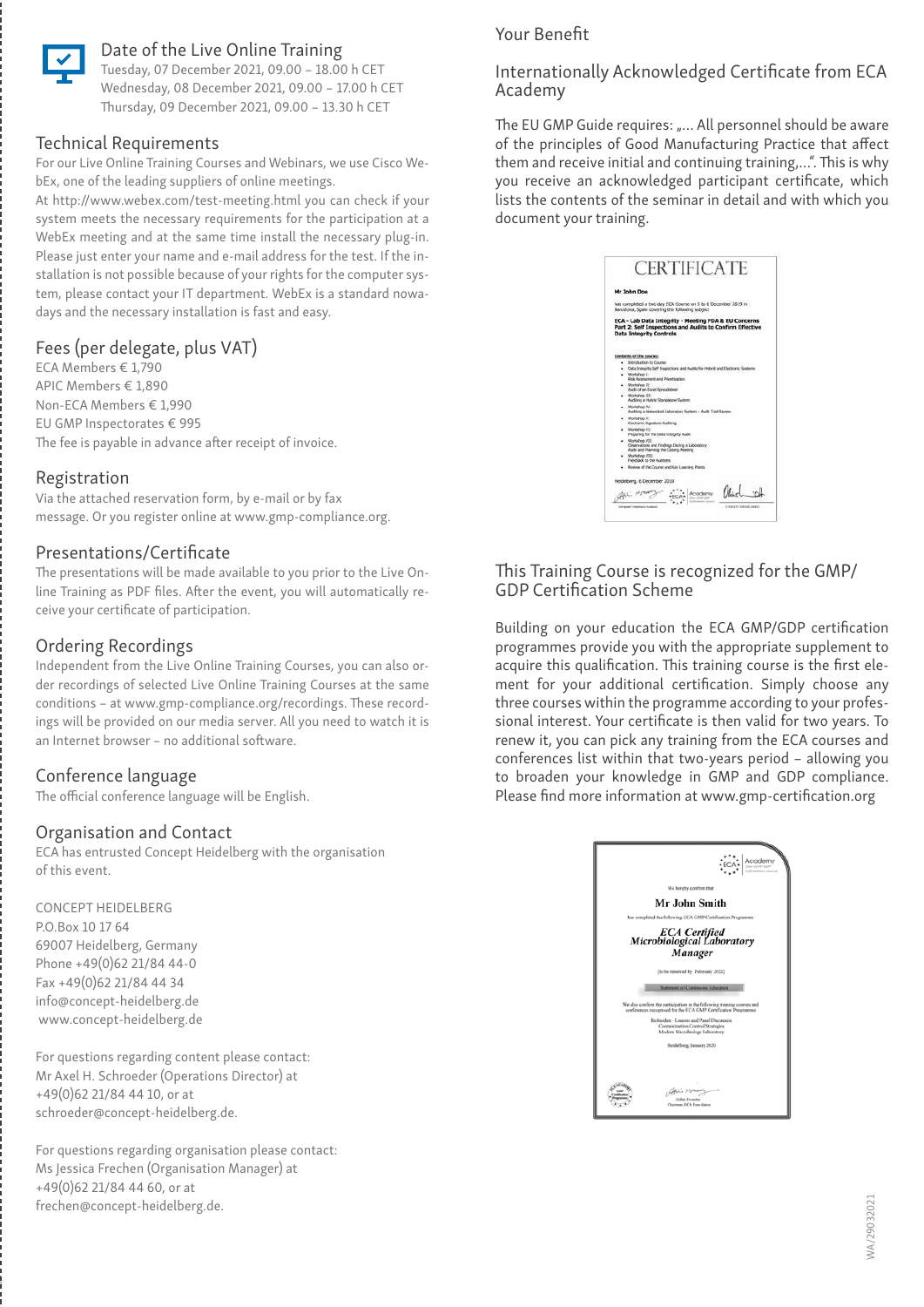## Date of the Live Online Training

Tuesday, 07 December 2021, 09.00 – 18.00 h CET
Wednesday, 08 December 2021, 09.00 – 17.00 h CET
Thursday, 09 December 2021, 09.00 – 13.30 h CET

## Technical Requirements

For our Live Online Training Courses and Webinars, we use Cisco WebEx, one of the leading suppliers of online meetings.

At http://www.webex.com/test-meeting.html you can check if your system meets the necessary requirements for the participation at a WebEx meeting and at the same time install the necessary plug-in. Please just enter your name and e-mail address for the test. If the installation is not possible because of your rights for the computer system, please contact your IT department. WebEx is a standard nowadays and the necessary installation is fast and easy.

## Fees (per delegate, plus VAT)

ECA Members € 1,790
APIC Members € 1,890
Non-ECA Members € 1,990
EU GMP Inspectorates € 995
The fee is payable in advance after receipt of invoice.

## Registration

Via the attached reservation form, by e-mail or by fax message. Or you register online at www.gmp-compliance.org.

## Presentations/Certificate

The presentations will be made available to you prior to the Live Online Training as PDF files. After the event, you will automatically receive your certificate of participation.

## Ordering Recordings

Independent from the Live Online Training Courses, you can also order recordings of selected Live Online Training Courses at the same conditions – at www.gmp-compliance.org/recordings. These recordings will be provided on our media server. All you need to watch it is an Internet browser – no additional software.

## Conference language

The official conference language will be English.

## Organisation and Contact

ECA has entrusted Concept Heidelberg with the organisation of this event.

CONCEPT HEIDELBERG
P.O.Box 10 17 64
69007 Heidelberg, Germany
Phone +49(0)62 21/84 44-0
Fax +49(0)62 21/84 44 34
info@concept-heidelberg.de
www.concept-heidelberg.de

For questions regarding content please contact:
Mr Axel H. Schroeder (Operations Director) at +49(0)62 21/84 44 10, or at schroeder@concept-heidelberg.de.

For questions regarding organisation please contact:
Ms Jessica Frechen (Organisation Manager) at +49(0)62 21/84 44 60, or at frechen@concept-heidelberg.de.

## Your Benefit

## Internationally Acknowledged Certificate from ECA Academy

The EU GMP Guide requires: „... All personnel should be aware of the principles of Good Manufacturing Practice that affect them and receive initial and continuing training,...". This is why you receive an acknowledged participant certificate, which lists the contents of the seminar in detail and with which you document your training.

## This Training Course is recognized for the GMP/GDP Certification Scheme

Building on your education the ECA GMP/GDP certification programmes provide you with the appropriate supplement to acquire this qualification. This training course is the first element for your additional certification. Simply choose any three courses within the programme according to your professional interest. Your certificate is then valid for two years. To renew it, you can pick any training from the ECA courses and conferences list within that two-years period – allowing you to broaden your knowledge in GMP and GDP compliance. Please find more information at www.gmp-certification.org

WA/29032021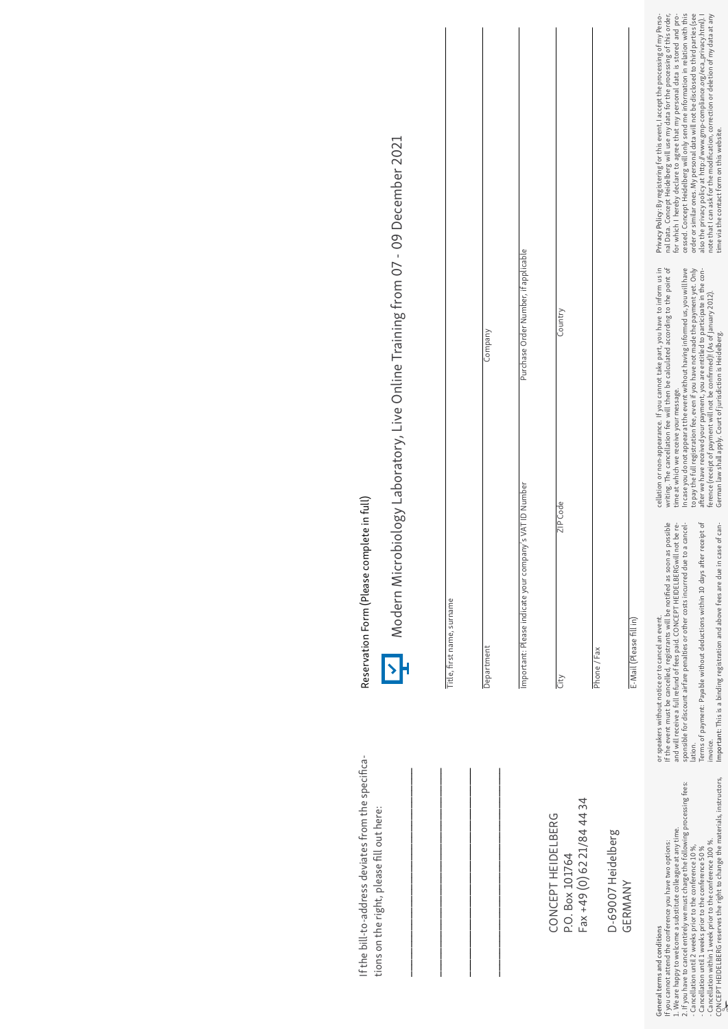If the bill-to-address deviates from the specifications on the right, please fill out here:

\_\_\_\_\_\_\_\_\_\_\_\_\_\_\_\_\_\_\_\_\_\_\_\_\_\_\_\_

\_\_\_\_\_\_\_\_\_\_\_\_\_\_\_\_\_\_\_\_\_\_\_\_\_\_\_\_

\_\_\_\_\_\_\_\_\_\_\_\_\_\_\_\_\_\_\_\_\_\_\_\_\_\_\_\_

CONCEPT HEIDELBERG
P.O. Box 101764
Fax +49 (0) 62 21/84 44 34

D-69007 Heidelberg
GERMANY

Reservation Form (Please complete in full)

# Modern Microbiology Laboratory, Live Online Training from 07 - 09 December 2021

Title, first name, surname

Department | Company

Important: Please indicate your company's VAT ID Number | Purchase Order Number, if applicable

City | ZIP Code | Country

Phone / Fax

E-Mail (Please fill in)

General terms and conditions
If you cannot attend the conference you have two options:
1. We are happy to welcome a substitute colleague at any time.
2. If you have to cancel entirely we must charge the following processing fees:
- Cancellation until 2 weeks prior to the conference 10 %,
- Cancellation until 1 weeks prior to the conference 50 %
- Cancellation within 1 week prior to the conference 100 %.
CONCEPT HEIDELBERG reserves the right to change the materials, instructors, or speakers without notice or to cancel an event.
If the event must be cancelled, registrants will be notified as soon as possible and will receive a full refund of fees paid. CONCEPT HEIDELBERG will not be responsible for discount airfare penalties or other costs incurred due to a cancellation.
Terms of payment: Payable without deductions within 10 days after receipt of invoice.
Important: This is a binding registration and above fees are due in case of cancellation or non-appearance. If you cannot take part, you have to inform us in writing. The cancellation fee will then be calculated according to the point of time at which we receive your message.
In case you do not appear at the event without having informed us, you will have to pay the full registration fee, even if you have not made the payment yet. Only after we have received your payment, you are entitled to participate in the conference (receipt of payment will not be confirmed)! (As of January 2012).
German law shall apply. Court of jurisdiction is Heidelberg.

Privacy Policy: By registering for this event, I accept the processing of my Personal Data. Concept Heidelberg will use my data for the processing of this order, for which I hereby declare to agree that my personal data is stored and processed. Concept Heidelberg will only send me information in relation with this order or similar ones. My personal data will not be disclosed to third parties (see also the privacy policy at http://www.gmp-compliance.org/eca_privacy.html). I note that I can ask for the modification, correction or deletion of my data at any time via the contact form on this website.